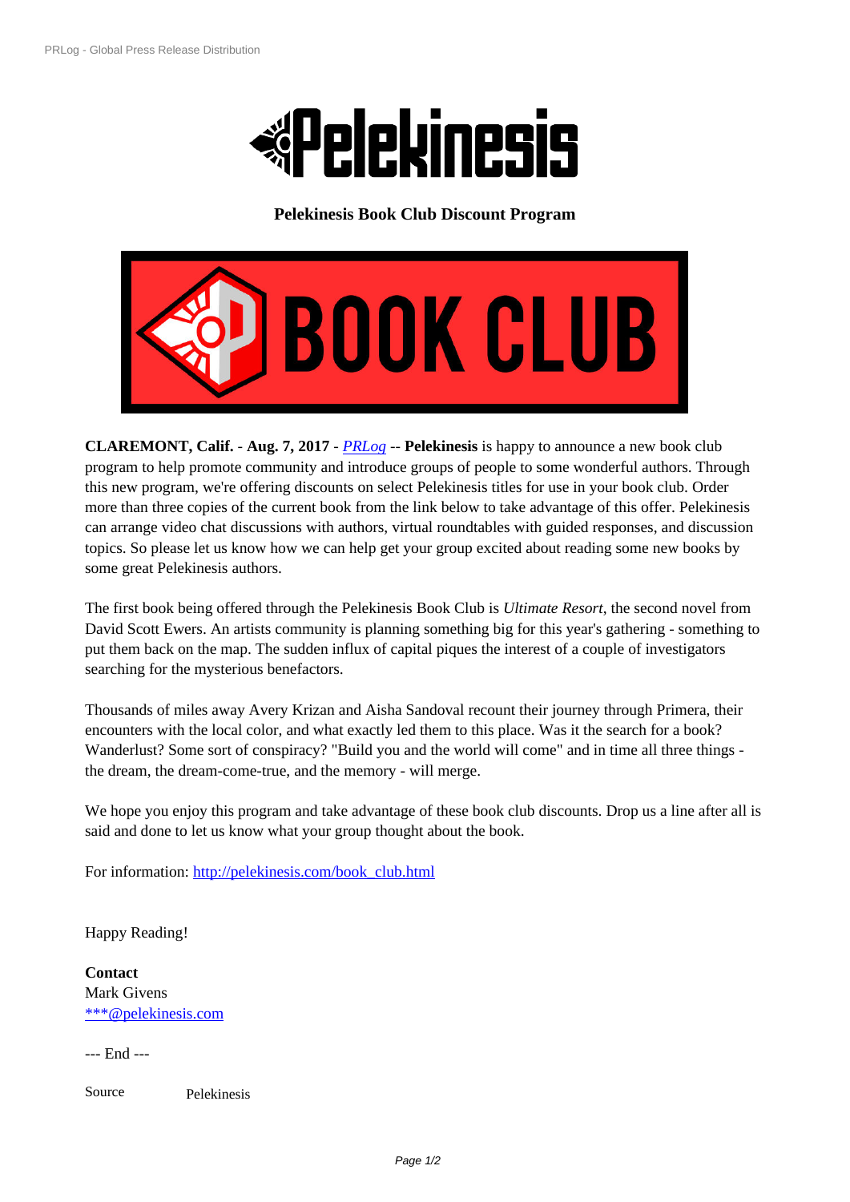**Pelekinesis Book Club Discount Program**

**CLARIMONT, Calif.** - **Aug. 7, 2017** - *PRLog* -- **Pelekinesis** is happy to announce a new book club program to help promote community and introduce groups of people to some wonderful authors. Through this new program, we're offering discounts on select Pelekinesis titles for use in your book club. Order more than three copies of the current book from the link below to take advantage of this offer. Pelekinesis can arrange video chat discussions with authors, virtual roundtables with guided responses, and discussion topics. So please let us know how we can help get your group excited about reading some new books by some great Pelekinesis authors.

The first book being offered through the Pelekinesis Book Club is *Ultimate Resort*, the second novel from David Scott Ewers. An artists community is planning something big for this year's gathering - something to put them back on the map. The sudden influx of capital piques the interest of a couple of investigators searching for the mysterious benefactors.

Thousands of miles away Avery Krizan and Aisha Sandoval recount their journey through Primera, their encounters with the local color, and what exactly led them to this place. Was it the search for a book? Wanderlust? Some sort of conspiracy? "Build you and the world will come" and in time all three things - the dream, the dream-come-true, and the memory - will merge.

We hope you enjoy this program and take advantage of these book club discounts. Drop us a line after all is said and done to let us know what your group thought about the book.

For information: http://pelekinesis.com/book_club.html

Happy Reading!

**Contact**
Mark Givens
***@pelekinesis.com

--- End ---

Source Pelekinesis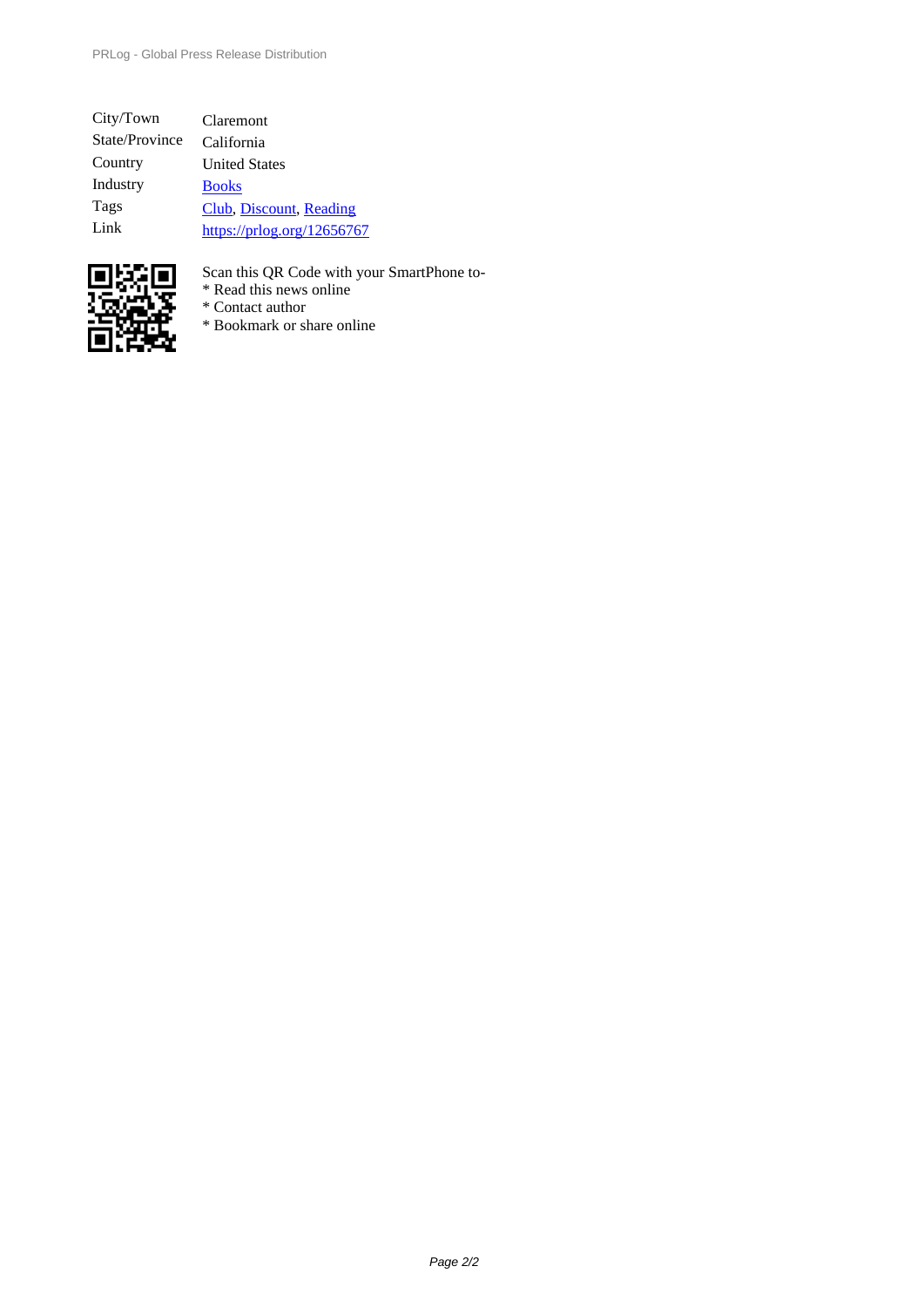| | |
|---|---|
| City/Town | Claremont |
| State/Province | California |
| Country | United States |
| Industry | Books |
| Tags | Club, Discount, Reading |
| Link | https://prlog.org/12656767 |

Scan this QR Code with your SmartPhone to-
* Read this news online
* Contact author
* Bookmark or share online